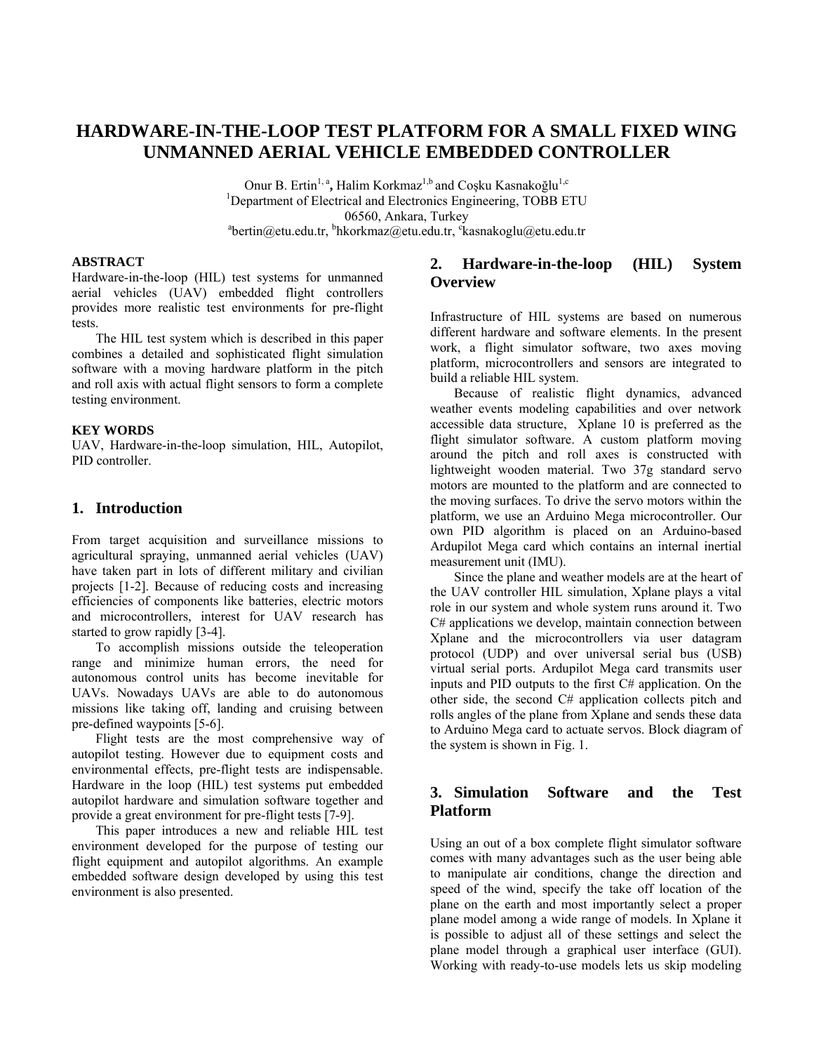# HARDWARE-IN-THE-LOOP TEST PLATFORM FOR A SMALL FIXED WING UNMANNED AERIAL VEHICLE EMBEDDED CONTROLLER

Onur B. Ertin[1, a], Halim Korkmaz[1,b] and Coşku Kasnakoğlu[1,c]
[1]Department of Electrical and Electronics Engineering, TOBB ETU
06560, Ankara, Turkey
[a]bertin@etu.edu.tr, [b]hkorkmaz@etu.edu.tr, [c]kasnakoglu@etu.edu.tr

**ABSTRACT**

Hardware-in-the-loop (HIL) test systems for unmanned aerial vehicles (UAV) embedded flight controllers provides more realistic test environments for pre-flight tests.

The HIL test system which is described in this paper combines a detailed and sophisticated flight simulation software with a moving hardware platform in the pitch and roll axis with actual flight sensors to form a complete testing environment.

**KEY WORDS**

UAV, Hardware-in-the-loop simulation, HIL, Autopilot, PID controller.

## 1. Introduction

From target acquisition and surveillance missions to agricultural spraying, unmanned aerial vehicles (UAV) have taken part in lots of different military and civilian projects [1-2]. Because of reducing costs and increasing efficiencies of components like batteries, electric motors and microcontrollers, interest for UAV research has started to grow rapidly [3-4].

To accomplish missions outside the teleoperation range and minimize human errors, the need for autonomous control units has become inevitable for UAVs. Nowadays UAVs are able to do autonomous missions like taking off, landing and cruising between pre-defined waypoints [5-6].

Flight tests are the most comprehensive way of autopilot testing. However due to equipment costs and environmental effects, pre-flight tests are indispensable. Hardware in the loop (HIL) test systems put embedded autopilot hardware and simulation software together and provide a great environment for pre-flight tests [7-9].

This paper introduces a new and reliable HIL test environment developed for the purpose of testing our flight equipment and autopilot algorithms. An example embedded software design developed by using this test environment is also presented.

## 2. Hardware-in-the-loop (HIL) System Overview

Infrastructure of HIL systems are based on numerous different hardware and software elements. In the present work, a flight simulator software, two axes moving platform, microcontrollers and sensors are integrated to build a reliable HIL system.

Because of realistic flight dynamics, advanced weather events modeling capabilities and over network accessible data structure, Xplane 10 is preferred as the flight simulator software. A custom platform moving around the pitch and roll axes is constructed with lightweight wooden material. Two 37g standard servo motors are mounted to the platform and are connected to the moving surfaces. To drive the servo motors within the platform, we use an Arduino Mega microcontroller. Our own PID algorithm is placed on an Arduino-based Ardupilot Mega card which contains an internal inertial measurement unit (IMU).

Since the plane and weather models are at the heart of the UAV controller HIL simulation, Xplane plays a vital role in our system and whole system runs around it. Two C# applications we develop, maintain connection between Xplane and the microcontrollers via user datagram protocol (UDP) and over universal serial bus (USB) virtual serial ports. Ardupilot Mega card transmits user inputs and PID outputs to the first C# application. On the other side, the second C# application collects pitch and rolls angles of the plane from Xplane and sends these data to Arduino Mega card to actuate servos. Block diagram of the system is shown in Fig. 1.

## 3. Simulation Software and the Test Platform

Using an out of a box complete flight simulator software comes with many advantages such as the user being able to manipulate air conditions, change the direction and speed of the wind, specify the take off location of the plane on the earth and most importantly select a proper plane model among a wide range of models. In Xplane it is possible to adjust all of these settings and select the plane model through a graphical user interface (GUI). Working with ready-to-use models lets us skip modeling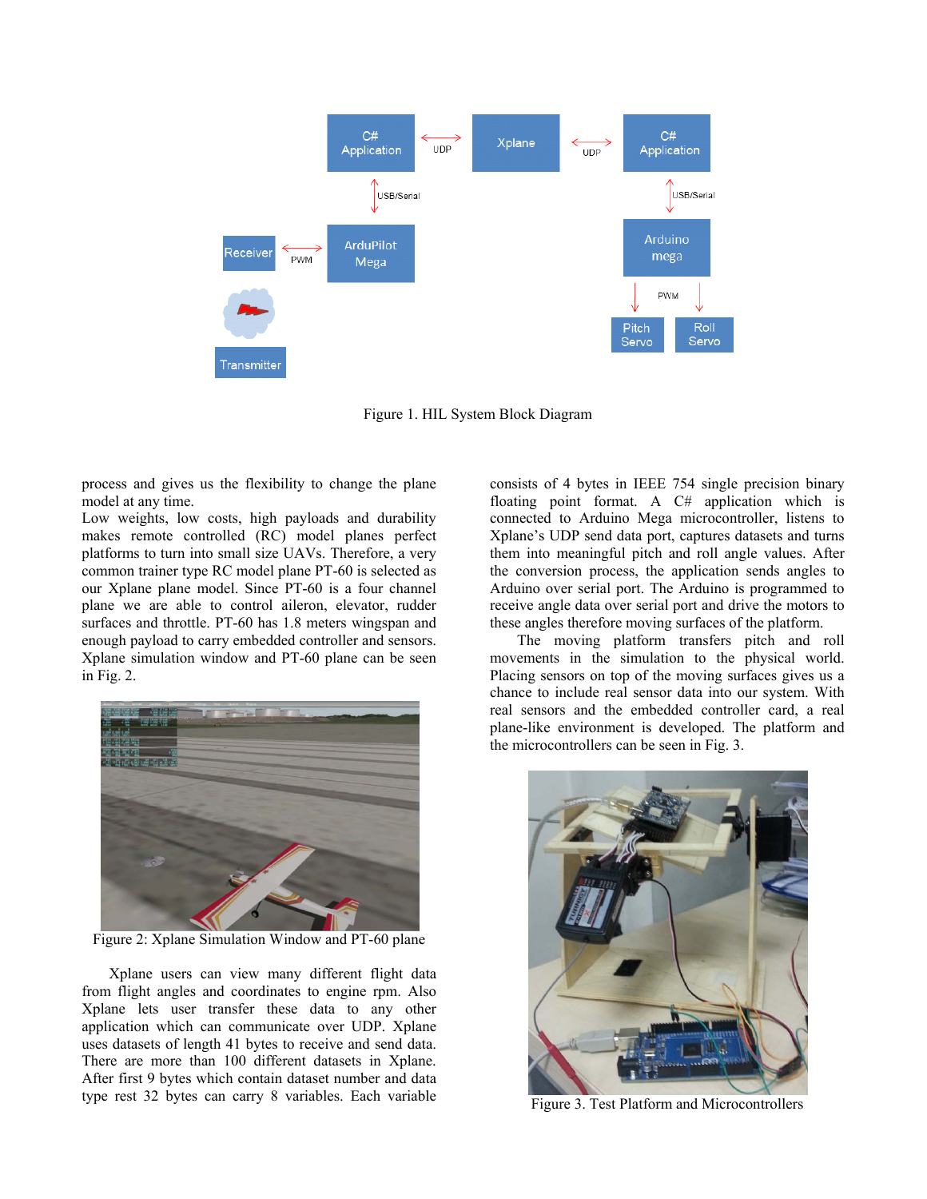Figure 1. HIL System Block Diagram

process and gives us the flexibility to change the plane model at any time.

Low weights, low costs, high payloads and durability makes remote controlled (RC) model planes perfect platforms to turn into small size UAVs. Therefore, a very common trainer type RC model plane PT-60 is selected as our Xplane plane model. Since PT-60 is a four channel plane we are able to control aileron, elevator, rudder surfaces and throttle. PT-60 has 1.8 meters wingspan and enough payload to carry embedded controller and sensors. Xplane simulation window and PT-60 plane can be seen in Fig. 2.

Figure 2: Xplane Simulation Window and PT-60 plane

Xplane users can view many different flight data from flight angles and coordinates to engine rpm. Also Xplane lets user transfer these data to any other application which can communicate over UDP. Xplane uses datasets of length 41 bytes to receive and send data. There are more than 100 different datasets in Xplane. After first 9 bytes which contain dataset number and data type rest 32 bytes can carry 8 variables. Each variable consists of 4 bytes in IEEE 754 single precision binary floating point format. A C# application which is connected to Arduino Mega microcontroller, listens to Xplane's UDP send data port, captures datasets and turns them into meaningful pitch and roll angle values. After the conversion process, the application sends angles to Arduino over serial port. The Arduino is programmed to receive angle data over serial port and drive the motors to these angles therefore moving surfaces of the platform.

The moving platform transfers pitch and roll movements in the simulation to the physical world. Placing sensors on top of the moving surfaces gives us a chance to include real sensor data into our system. With real sensors and the embedded controller card, a real plane-like environment is developed. The platform and the microcontrollers can be seen in Fig. 3.

Figure 3. Test Platform and Microcontrollers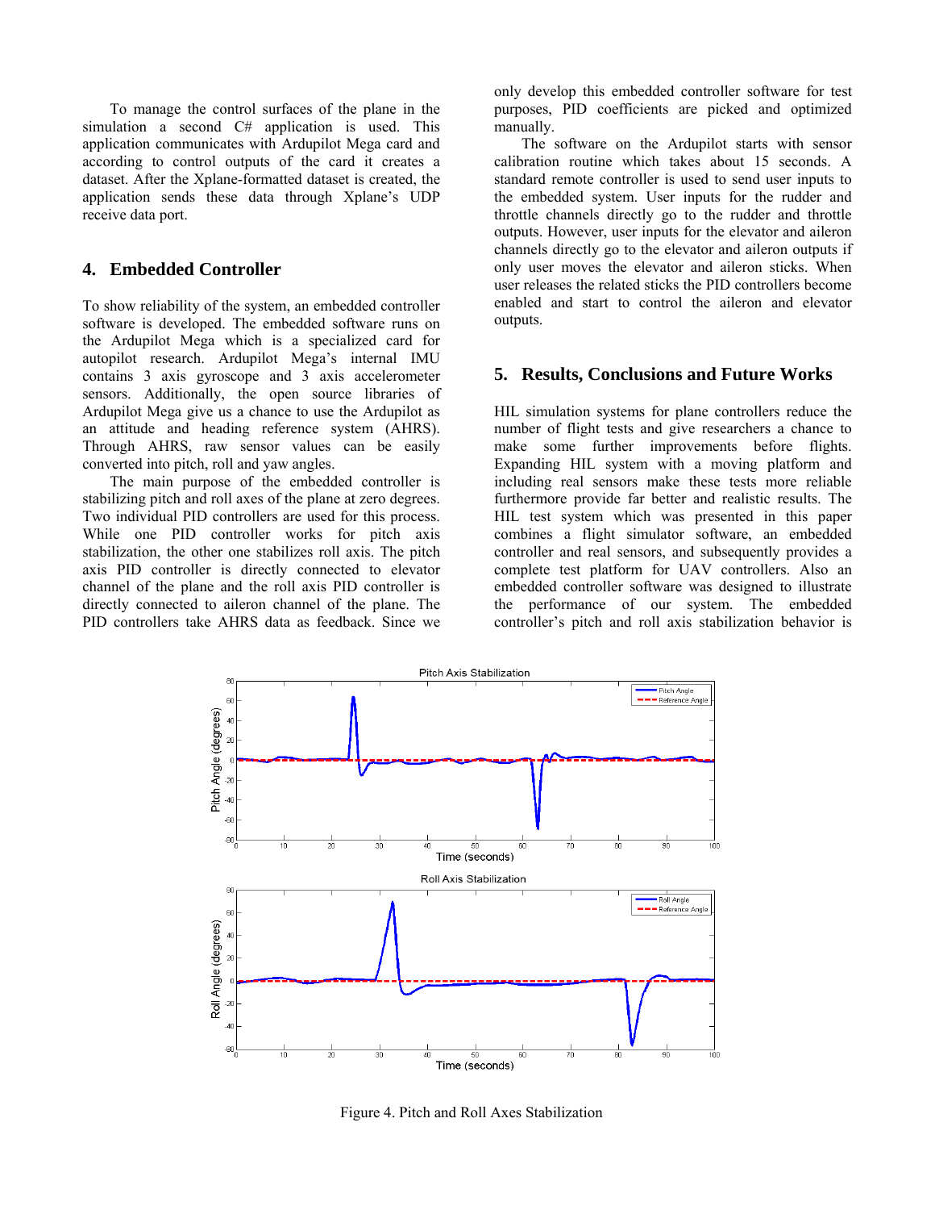To manage the control surfaces of the plane in the simulation a second C# application is used. This application communicates with Ardupilot Mega card and according to control outputs of the card it creates a dataset. After the Xplane-formatted dataset is created, the application sends these data through Xplane's UDP receive data port.

## 4. Embedded Controller

To show reliability of the system, an embedded controller software is developed. The embedded software runs on the Ardupilot Mega which is a specialized card for autopilot research. Ardupilot Mega's internal IMU contains 3 axis gyroscope and 3 axis accelerometer sensors. Additionally, the open source libraries of Ardupilot Mega give us a chance to use the Ardupilot as an attitude and heading reference system (AHRS). Through AHRS, raw sensor values can be easily converted into pitch, roll and yaw angles.

The main purpose of the embedded controller is stabilizing pitch and roll axes of the plane at zero degrees. Two individual PID controllers are used for this process. While one PID controller works for pitch axis stabilization, the other one stabilizes roll axis. The pitch axis PID controller is directly connected to elevator channel of the plane and the roll axis PID controller is directly connected to aileron channel of the plane. The PID controllers take AHRS data as feedback. Since we only develop this embedded controller software for test purposes, PID coefficients are picked and optimized manually.

The software on the Ardupilot starts with sensor calibration routine which takes about 15 seconds. A standard remote controller is used to send user inputs to the embedded system. User inputs for the rudder and throttle channels directly go to the rudder and throttle outputs. However, user inputs for the elevator and aileron channels directly go to the elevator and aileron outputs if only user moves the elevator and aileron sticks. When user releases the related sticks the PID controllers become enabled and start to control the aileron and elevator outputs.

## 5. Results, Conclusions and Future Works

HIL simulation systems for plane controllers reduce the number of flight tests and give researchers a chance to make some further improvements before flights. Expanding HIL system with a moving platform and including real sensors make these tests more reliable furthermore provide far better and realistic results. The HIL test system which was presented in this paper combines a flight simulator software, an embedded controller and real sensors, and subsequently provides a complete test platform for UAV controllers. Also an embedded controller software was designed to illustrate the performance of our system. The embedded controller's pitch and roll axis stabilization behavior is

Figure 4. Pitch and Roll Axes Stabilization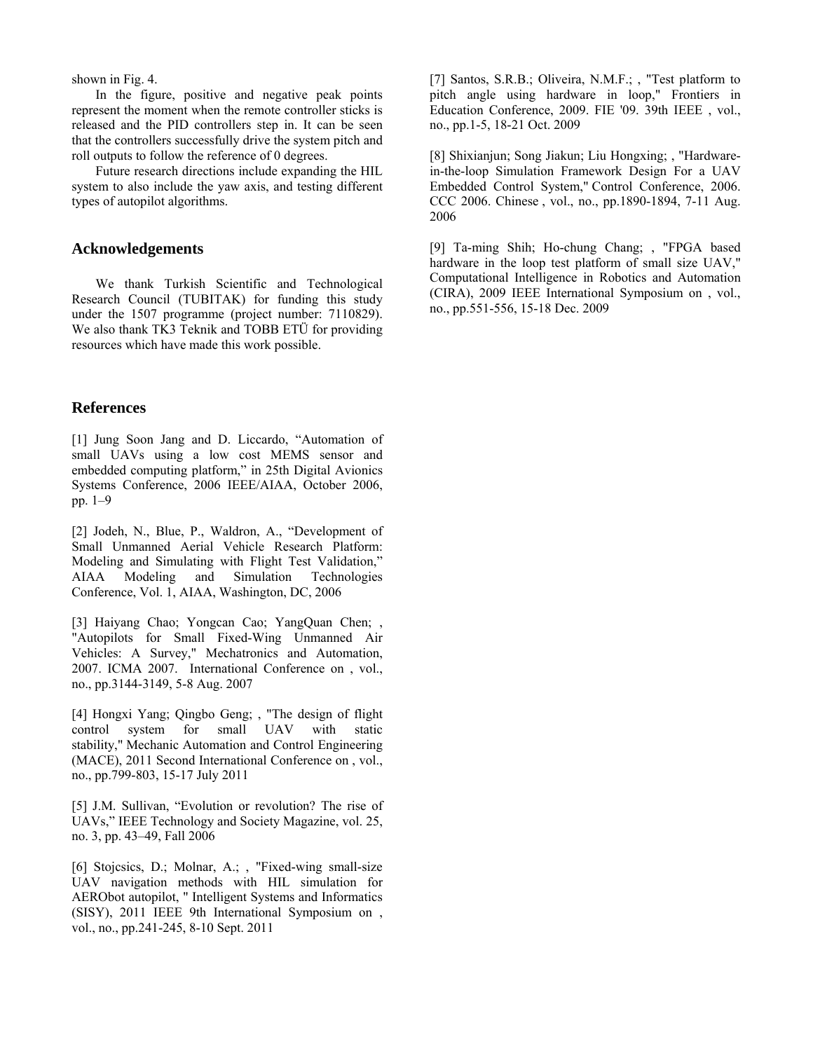shown in Fig. 4.

In the figure, positive and negative peak points represent the moment when the remote controller sticks is released and the PID controllers step in. It can be seen that the controllers successfully drive the system pitch and roll outputs to follow the reference of 0 degrees.

Future research directions include expanding the HIL system to also include the yaw axis, and testing different types of autopilot algorithms.

## Acknowledgements

We thank Turkish Scientific and Technological Research Council (TUBITAK) for funding this study under the 1507 programme (project number: 7110829). We also thank TK3 Teknik and TOBB ETÜ for providing resources which have made this work possible.

## References

[1] Jung Soon Jang and D. Liccardo, "Automation of small UAVs using a low cost MEMS sensor and embedded computing platform," in 25th Digital Avionics Systems Conference, 2006 IEEE/AIAA, October 2006, pp. 1–9

[2] Jodeh, N., Blue, P., Waldron, A., "Development of Small Unmanned Aerial Vehicle Research Platform: Modeling and Simulating with Flight Test Validation," AIAA Modeling and Simulation Technologies Conference, Vol. 1, AIAA, Washington, DC, 2006

[3] Haiyang Chao; Yongcan Cao; YangQuan Chen; , "Autopilots for Small Fixed-Wing Unmanned Air Vehicles: A Survey," Mechatronics and Automation, 2007. ICMA 2007. International Conference on , vol., no., pp.3144-3149, 5-8 Aug. 2007

[4] Hongxi Yang; Qingbo Geng; , "The design of flight control system for small UAV with static stability," Mechanic Automation and Control Engineering (MACE), 2011 Second International Conference on , vol., no., pp.799-803, 15-17 July 2011

[5] J.M. Sullivan, "Evolution or revolution? The rise of UAVs," IEEE Technology and Society Magazine, vol. 25, no. 3, pp. 43–49, Fall 2006

[6] Stojcsics, D.; Molnar, A.; , "Fixed-wing small-size UAV navigation methods with HIL simulation for AERObot autopilot, " Intelligent Systems and Informatics (SISY), 2011 IEEE 9th International Symposium on , vol., no., pp.241-245, 8-10 Sept. 2011

[7] Santos, S.R.B.; Oliveira, N.M.F.; , "Test platform to pitch angle using hardware in loop," Frontiers in Education Conference, 2009. FIE '09. 39th IEEE , vol., no., pp.1-5, 18-21 Oct. 2009

[8] Shixianjun; Song Jiakun; Liu Hongxing; , "Hardware-in-the-loop Simulation Framework Design For a UAV Embedded Control System," Control Conference, 2006. CCC 2006. Chinese , vol., no., pp.1890-1894, 7-11 Aug. 2006

[9] Ta-ming Shih; Ho-chung Chang; , "FPGA based hardware in the loop test platform of small size UAV," Computational Intelligence in Robotics and Automation (CIRA), 2009 IEEE International Symposium on , vol., no., pp.551-556, 15-18 Dec. 2009